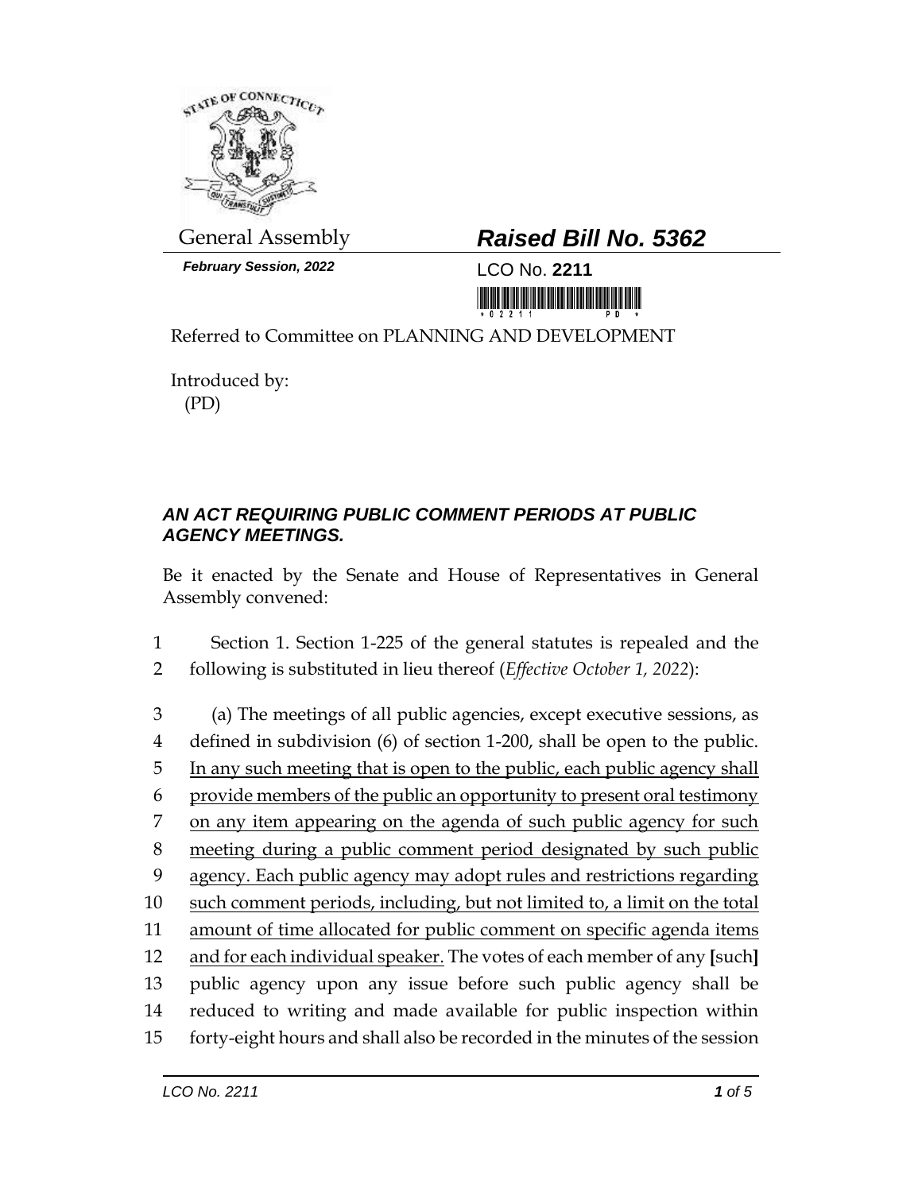General Assembly

**_Raised Bill No. 5362_**

**_February Session, 2022_**

LCO No. **2211**

Referred to Committee on PLANNING AND DEVELOPMENT

Introduced by:
(PD)

## _AN ACT REQUIRING PUBLIC COMMENT PERIODS AT PUBLIC AGENCY MEETINGS._

Be it enacted by the Senate and House of Representatives in General Assembly convened:

1 Section 1. Section 1-225 of the general statutes is repealed and the
2 following is substituted in lieu thereof (*Effective October 1, 2022*):

3 (a) The meetings of all public agencies, except executive sessions, as
4 defined in subdivision (6) of section 1-200, shall be open to the public.
5 <u>In any such meeting that is open to the public, each public agency shall</u>
6 <u>provide members of the public an opportunity to present oral testimony</u>
7 <u>on any item appearing on the agenda of such public agency for such</u>
8 <u>meeting during a public comment period designated by such public</u>
9 <u>agency. Each public agency may adopt rules and restrictions regarding</u>
10 <u>such comment periods, including, but not limited to, a limit on the total</u>
11 <u>amount of time allocated for public comment on specific agenda items</u>
12 <u>and for each individual speaker.</u> The votes of each member of any **[**such**]**
13 public agency upon any issue before such public agency shall be
14 reduced to writing and made available for public inspection within
15 forty-eight hours and shall also be recorded in the minutes of the session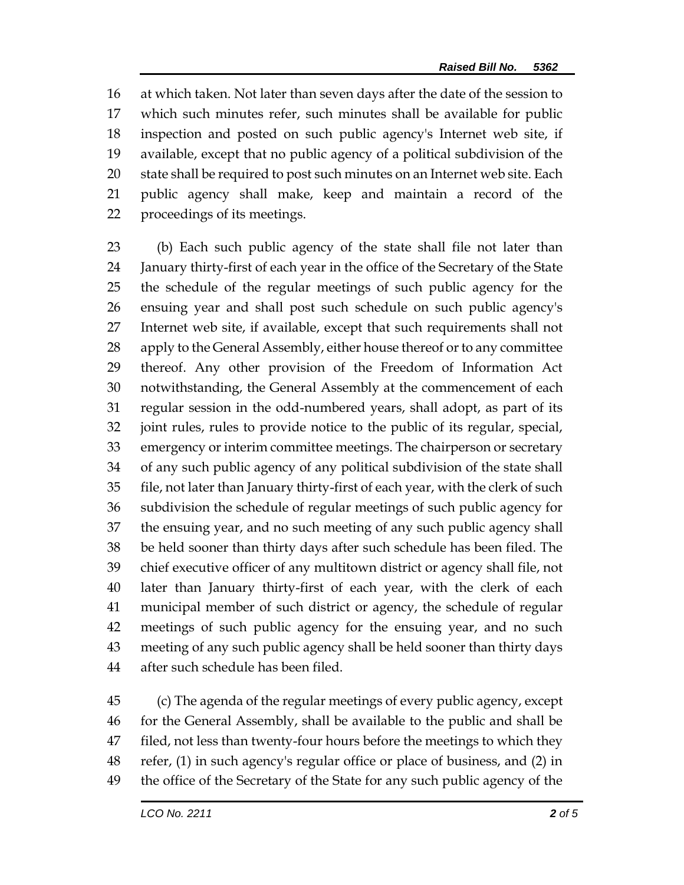at which taken. Not later than seven days after the date of the session to which such minutes refer, such minutes shall be available for public inspection and posted on such public agency's Internet web site, if available, except that no public agency of a political subdivision of the state shall be required to post such minutes on an Internet web site. Each public agency shall make, keep and maintain a record of the proceedings of its meetings.

(b) Each such public agency of the state shall file not later than January thirty-first of each year in the office of the Secretary of the State the schedule of the regular meetings of such public agency for the ensuing year and shall post such schedule on such public agency's Internet web site, if available, except that such requirements shall not apply to the General Assembly, either house thereof or to any committee thereof. Any other provision of the Freedom of Information Act notwithstanding, the General Assembly at the commencement of each regular session in the odd-numbered years, shall adopt, as part of its joint rules, rules to provide notice to the public of its regular, special, emergency or interim committee meetings. The chairperson or secretary of any such public agency of any political subdivision of the state shall file, not later than January thirty-first of each year, with the clerk of such subdivision the schedule of regular meetings of such public agency for the ensuing year, and no such meeting of any such public agency shall be held sooner than thirty days after such schedule has been filed. The chief executive officer of any multitown district or agency shall file, not later than January thirty-first of each year, with the clerk of each municipal member of such district or agency, the schedule of regular meetings of such public agency for the ensuing year, and no such meeting of any such public agency shall be held sooner than thirty days after such schedule has been filed.

(c) The agenda of the regular meetings of every public agency, except for the General Assembly, shall be available to the public and shall be filed, not less than twenty-four hours before the meetings to which they refer, (1) in such agency's regular office or place of business, and (2) in the office of the Secretary of the State for any such public agency of the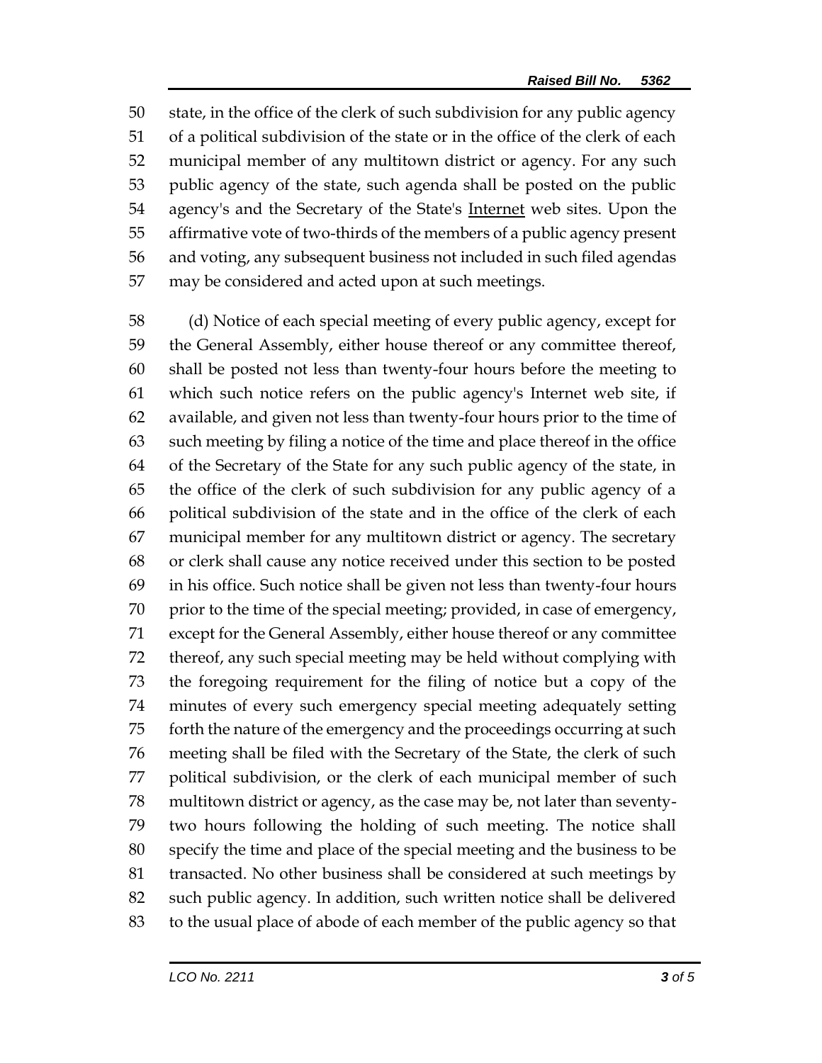state, in the office of the clerk of such subdivision for any public agency of a political subdivision of the state or in the office of the clerk of each municipal member of any multitown district or agency. For any such public agency of the state, such agenda shall be posted on the public agency's and the Secretary of the State's Internet web sites. Upon the affirmative vote of two-thirds of the members of a public agency present and voting, any subsequent business not included in such filed agendas may be considered and acted upon at such meetings.

(d) Notice of each special meeting of every public agency, except for the General Assembly, either house thereof or any committee thereof, shall be posted not less than twenty-four hours before the meeting to which such notice refers on the public agency's Internet web site, if available, and given not less than twenty-four hours prior to the time of such meeting by filing a notice of the time and place thereof in the office of the Secretary of the State for any such public agency of the state, in the office of the clerk of such subdivision for any public agency of a political subdivision of the state and in the office of the clerk of each municipal member for any multitown district or agency. The secretary or clerk shall cause any notice received under this section to be posted in his office. Such notice shall be given not less than twenty-four hours prior to the time of the special meeting; provided, in case of emergency, except for the General Assembly, either house thereof or any committee thereof, any such special meeting may be held without complying with the foregoing requirement for the filing of notice but a copy of the minutes of every such emergency special meeting adequately setting forth the nature of the emergency and the proceedings occurring at such meeting shall be filed with the Secretary of the State, the clerk of such political subdivision, or the clerk of each municipal member of such multitown district or agency, as the case may be, not later than seventy-two hours following the holding of such meeting. The notice shall specify the time and place of the special meeting and the business to be transacted. No other business shall be considered at such meetings by such public agency. In addition, such written notice shall be delivered to the usual place of abode of each member of the public agency so that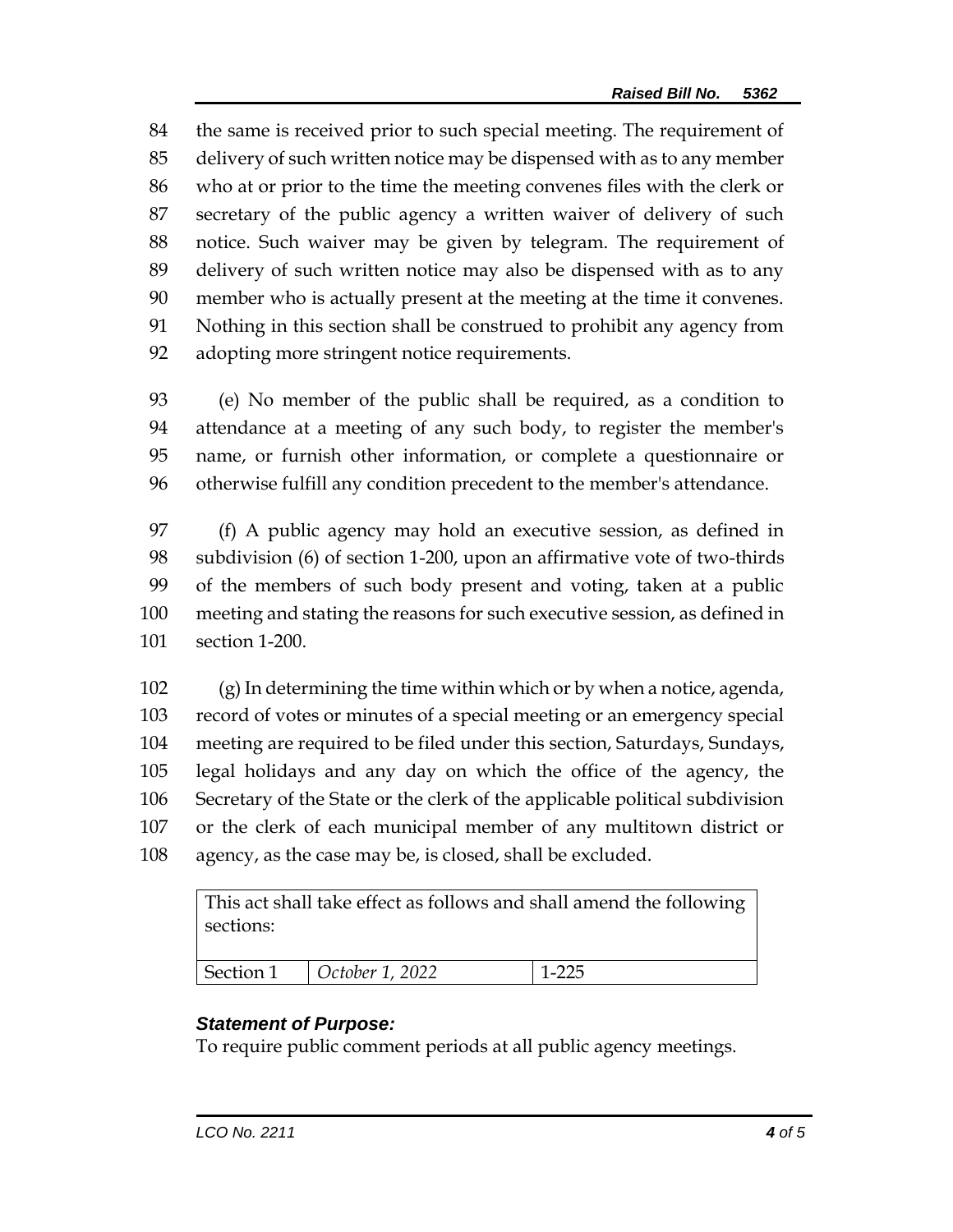the same is received prior to such special meeting. The requirement of delivery of such written notice may be dispensed with as to any member who at or prior to the time the meeting convenes files with the clerk or secretary of the public agency a written waiver of delivery of such notice. Such waiver may be given by telegram. The requirement of delivery of such written notice may also be dispensed with as to any member who is actually present at the meeting at the time it convenes. Nothing in this section shall be construed to prohibit any agency from adopting more stringent notice requirements.

(e) No member of the public shall be required, as a condition to attendance at a meeting of any such body, to register the member's name, or furnish other information, or complete a questionnaire or otherwise fulfill any condition precedent to the member's attendance.

(f) A public agency may hold an executive session, as defined in subdivision (6) of section 1-200, upon an affirmative vote of two-thirds of the members of such body present and voting, taken at a public meeting and stating the reasons for such executive session, as defined in section 1-200.

(g) In determining the time within which or by when a notice, agenda, record of votes or minutes of a special meeting or an emergency special meeting are required to be filed under this section, Saturdays, Sundays, legal holidays and any day on which the office of the agency, the Secretary of the State or the clerk of the applicable political subdivision or the clerk of each municipal member of any multitown district or agency, as the case may be, is closed, shall be excluded.

| This act shall take effect as follows and shall amend the following sections: | | |
|---|---|---|
| Section 1 | *October 1, 2022* | 1-225 |

### *Statement of Purpose:*

To require public comment periods at all public agency meetings.